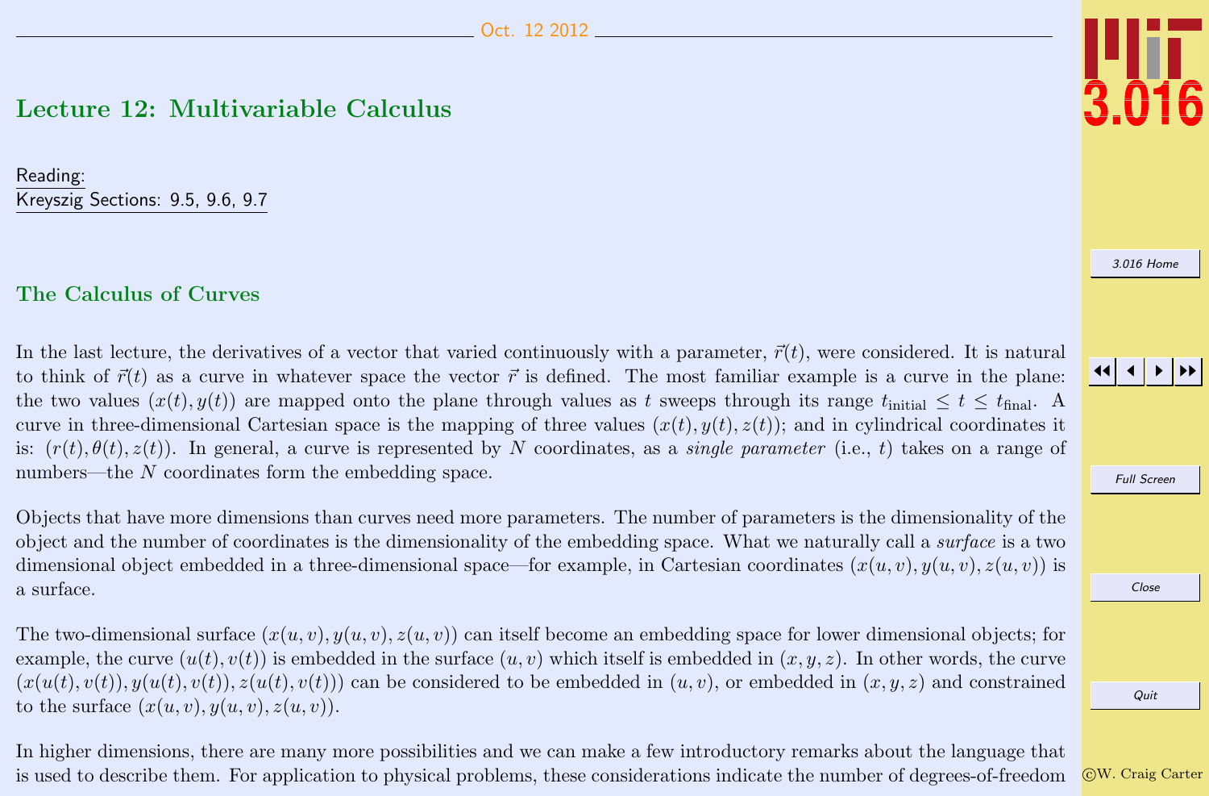# Lecture 12: Multivariable Calculus

Reading:
Kreyszig Sections: 9.5, 9.6, 9.7

## The Calculus of Curves

In the last lecture, the derivatives of a vector that varied continuously with a parameter, $\vec{r}(t)$, were considered. It is natural to think of $\vec{r}(t)$ as a curve in whatever space the vector $\vec{r}$ is defined. The most familiar example is a curve in the plane: the two values $(x(t), y(t))$ are mapped onto the plane through values as $t$ sweeps through its range $t_{\text{initial}} \leq t \leq t_{\text{final}}$. A curve in three-dimensional Cartesian space is the mapping of three values $(x(t), y(t), z(t))$; and in cylindrical coordinates it is: $(r(t), \theta(t), z(t))$. In general, a curve is represented by $N$ coordinates, as a *single parameter* (i.e., $t$) takes on a range of numbers—the $N$ coordinates form the embedding space.

Objects that have more dimensions than curves need more parameters. The number of parameters is the dimensionality of the object and the number of coordinates is the dimensionality of the embedding space. What we naturally call a *surface* is a two dimensional object embedded in a three-dimensional space—for example, in Cartesian coordinates $(x(u, v), y(u, v), z(u, v))$ is a surface.

The two-dimensional surface $(x(u, v), y(u, v), z(u, v))$ can itself become an embedding space for lower dimensional objects; for example, the curve $(u(t), v(t))$ is embedded in the surface $(u, v)$ which itself is embedded in $(x, y, z)$. In other words, the curve $(x(u(t), v(t)), y(u(t), v(t)), z(u(t), v(t)))$ can be considered to be embedded in $(u, v)$, or embedded in $(x, y, z)$ and constrained to the surface $(x(u, v), y(u, v), z(u, v))$.

In higher dimensions, there are many more possibilities and we can make a few introductory remarks about the language that is used to describe them. For application to physical problems, these considerations indicate the number of degrees-of-freedom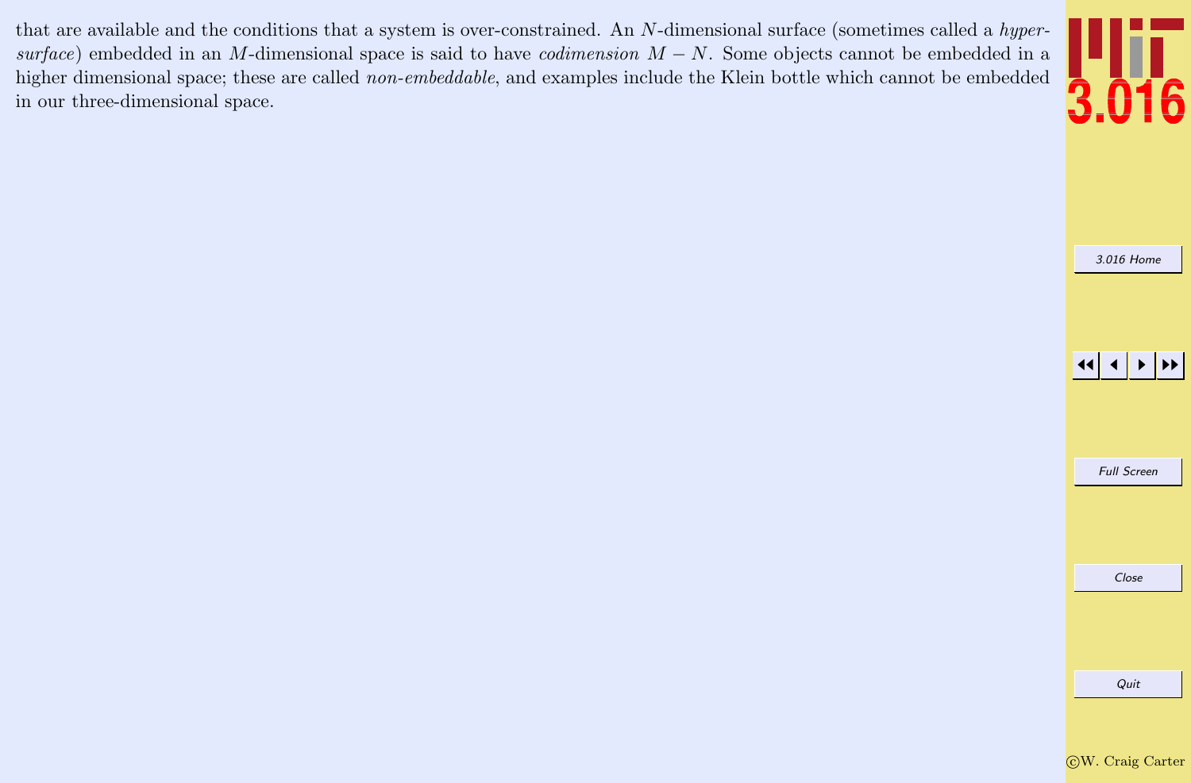that are available and the conditions that a system is over-constrained. An $N$-dimensional surface (sometimes called a *hypersurface*) embedded in an $M$-dimensional space is said to have *codimension* $M - N$. Some objects cannot be embedded in a higher dimensional space; these are called *non-embeddable*, and examples include the Klein bottle which cannot be embedded in our three-dimensional space.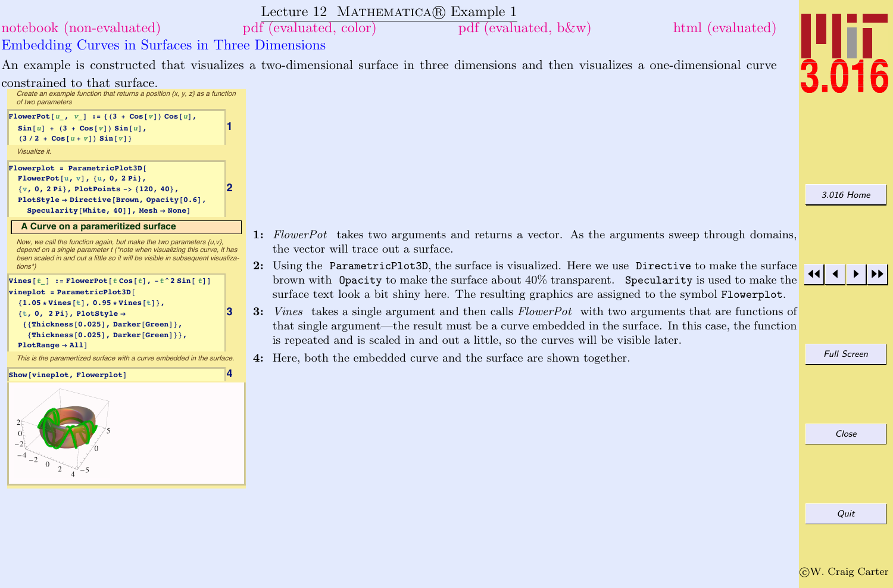# Lecture 12 MATHEMATICA® Example 1

notebook (non-evaluated) pdf (evaluated, color) pdf (evaluated, b&w) html (evaluated)

## Embedding Curves in Surfaces in Three Dimensions

An example is constructed that visualizes a two-dimensional surface in three dimensions and then visualizes a one-dimensional curve constrained to that surface.

*Create an example function that returns a position {x, y, z} as a function of two parameters*

```
FlowerPot[u_, v_] := {(3 + Cos[v]) Cos[u],
  Sin[u] + (3 + Cos[v]) Sin[u],
  (3 / 2 + Cos[u + v]) Sin[v]}
```
(1)

*Visualize it.*

```
Flowerplot = ParametricPlot3D[
  FlowerPot[u, v], {u, 0, 2 Pi},
  {v, 0, 2 Pi}, PlotPoints -> {120, 40},
  PlotStyle → Directive[Brown, Opacity[0.6],
    Specularity[White, 40]], Mesh → None]
```
(2)

### A Curve on a parameritized surface

*Now, we call the function again, but make the two parameters {u,v}, depend on a single parameter t (*note when visualizing this curve, it has been scaled in and out a little so it will be visible in subsequent visualizations*)*

```
Vines[t_] := FlowerPot[t Cos[t], -t^2 Sin[ t]]
vineplot = ParametricPlot3D[
  {1.05 * Vines[t], 0.95 * Vines[t]},
  {t, 0, 2 Pi}, PlotStyle →
   {{Thickness[0.025], Darker[Green]},
    {Thickness[0.025], Darker[Green]}},
  PlotRange → All]
```
(3)

*This is the parametrized surface with a curve embedded in the surface.*

```
Show[vineplot, Flowerplot]
```
(4)

**1:** *FlowerPot* takes two arguments and returns a vector. As the arguments sweep through domains, the vector will trace out a surface.

**2:** Using the `ParametricPlot3D`, the surface is visualized. Here we use `Directive` to make the surface brown with `Opacity` to make the surface about 40% transparent. `Specularity` is used to make the surface text look a bit shiny here. The resulting graphics are assigned to the symbol `Flowerplot`.

**3:** *Vines* takes a single argument and then calls *FlowerPot* with two arguments that are functions of that single argument—the result must be a curve embedded in the surface. In this case, the function is repeated and is scaled in and out a little, so the curves will be visible later.

**4:** Here, both the embedded curve and the surface are shown together.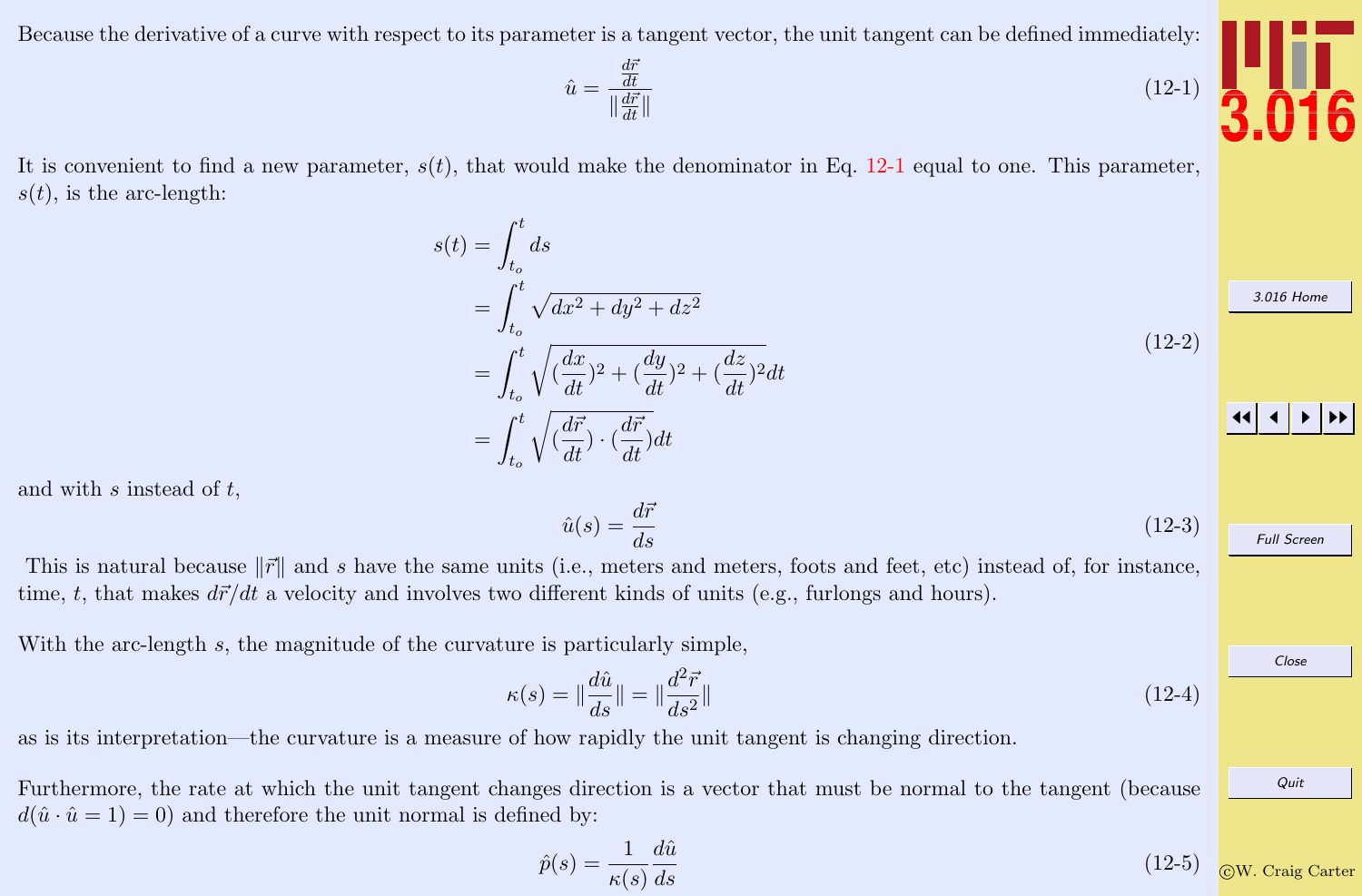Because the derivative of a curve with respect to its parameter is a tangent vector, the unit tangent can be defined immediately:

$$\hat{u} = \frac{\frac{d\vec{r}}{dt}}{\|\frac{d\vec{r}}{dt}\|} \tag{12-1}$$

It is convenient to find a new parameter, $s(t)$, that would make the denominator in Eq. 12-1 equal to one. This parameter, $s(t)$, is the arc-length:

$$\begin{aligned}
s(t) &= \int_{t_o}^{t} ds \\
&= \int_{t_o}^{t} \sqrt{dx^2 + dy^2 + dz^2} \\
&= \int_{t_o}^{t} \sqrt{(\frac{dx}{dt})^2 + (\frac{dy}{dt})^2 + (\frac{dz}{dt})^2} dt \\
&= \int_{t_o}^{t} \sqrt{(\frac{d\vec{r}}{dt}) \cdot (\frac{d\vec{r}}{dt})} dt
\end{aligned} \tag{12-2}$$

and with $s$ instead of $t$,

$$\hat{u}(s) = \frac{d\vec{r}}{ds} \tag{12-3}$$

This is natural because $\|\vec{r}\|$ and $s$ have the same units (i.e., meters and meters, foots and feet, etc) instead of, for instance, time, $t$, that makes $d\vec{r}/dt$ a velocity and involves two different kinds of units (e.g., furlongs and hours).

With the arc-length $s$, the magnitude of the curvature is particularly simple,

$$\kappa(s) = \|\frac{d\hat{u}}{ds}\| = \|\frac{d^2\vec{r}}{ds^2}\| \tag{12-4}$$

as is its interpretation—the curvature is a measure of how rapidly the unit tangent is changing direction.

Furthermore, the rate at which the unit tangent changes direction is a vector that must be normal to the tangent (because $d(\hat{u} \cdot \hat{u} = 1) = 0$) and therefore the unit normal is defined by:

$$\hat{p}(s) = \frac{1}{\kappa(s)} \frac{d\hat{u}}{ds} \tag{12-5}$$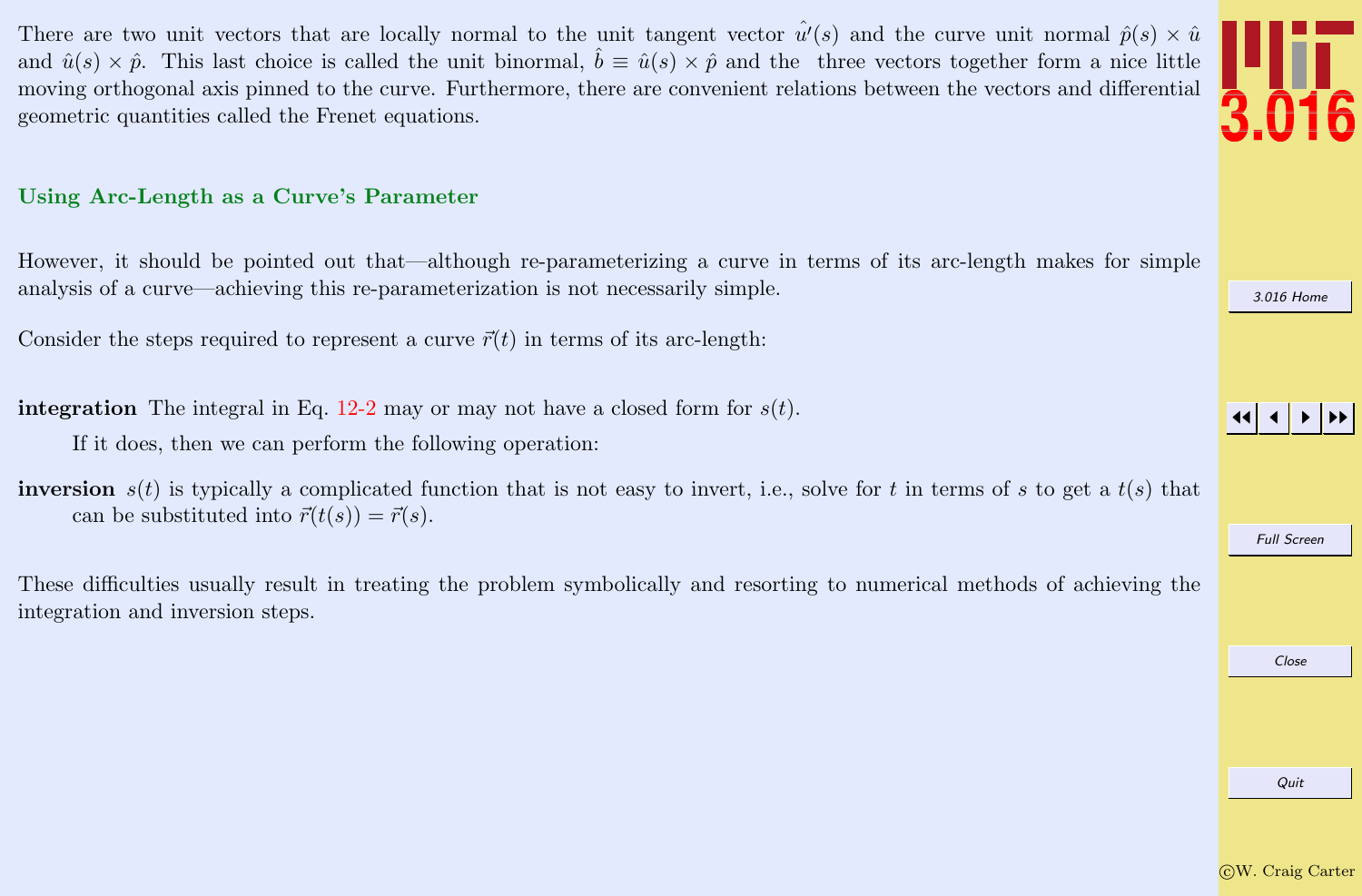There are two unit vectors that are locally normal to the unit tangent vector $\hat{u'}(s)$ and the curve unit normal $\hat{p}(s) \times \hat{u}$ and $\hat{u}(s) \times \hat{p}$. This last choice is called the unit binormal, $\hat{b} \equiv \hat{u}(s) \times \hat{p}$ and the three vectors together form a nice little moving orthogonal axis pinned to the curve. Furthermore, there are convenient relations between the vectors and differential geometric quantities called the Frenet equations.

### Using Arc-Length as a Curve's Parameter

However, it should be pointed out that—although re-parameterizing a curve in terms of its arc-length makes for simple analysis of a curve—achieving this re-parameterization is not necessarily simple.

Consider the steps required to represent a curve $\vec{r}(t)$ in terms of its arc-length:

**integration** The integral in Eq. 12-2 may or may not have a closed form for $s(t)$.

If it does, then we can perform the following operation:

**inversion** $s(t)$ is typically a complicated function that is not easy to invert, i.e., solve for $t$ in terms of $s$ to get a $t(s)$ that can be substituted into $\vec{r}(t(s)) = \vec{r}(s)$.

These difficulties usually result in treating the problem symbolically and resorting to numerical methods of achieving the integration and inversion steps.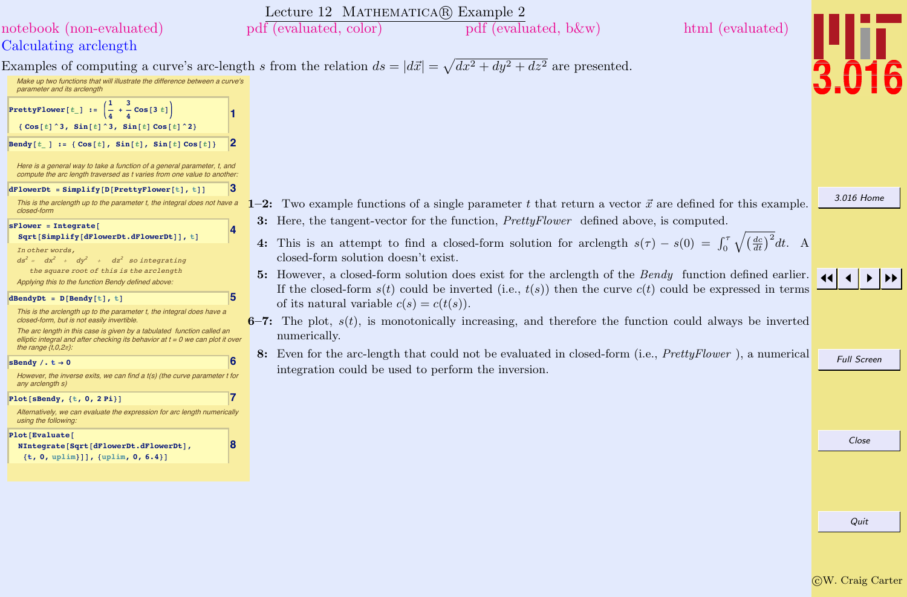# Lecture 12 MATHEMATICA® Example 2

notebook (non-evaluated) pdf (evaluated, color) pdf (evaluated, b&w) html (evaluated)

## Calculating arclength

Examples of computing a curve's arc-length $s$ from the relation $ds = |d\vec{x}| = \sqrt{dx^2 + dy^2 + dz^2}$ are presented.

*Make up two functions that will illustrate the difference between a curve's parameter and its arclength*

```
PrettyFlower[t_] := (1/4 + 3/4 Cos[3 t])
  {Cos[t]^3, Sin[t]^3, Sin[t] Cos[t]^2}                                    1
```

```
Bendy[t_] := {Cos[t], Sin[t], Sin[t] Cos[t]}                               2
```

*Here is a general way to take a function of a general parameter, t, and compute the arc length traversed as t varies from one value to another:*

```
dFlowerDt = Simplify[D[PrettyFlower[t], t]]                                3
```

*This is the arclength up to the parameter t, the integral does not have a closed-form*

```
sFlower = Integrate[
  Sqrt[Simplify[dFlowerDt.dFlowerDt]], t]                                  4
```

*In other words, $ds^2 = dx^2 + dy^2 + dz^2$ so integrating the square root of this is the arclength*

*Applying this to the function Bendy defined above:*

```
dBendyDt = D[Bendy[t], t]                                                  5
```

*This is the arclength up to the parameter t, the integral does have a closed-form, but is not easily invertible.*

*The arc length in this case is given by a tabulated function called an elliptic integral and after checking its behavior at t = 0 we can plot it over the range {t,0,2π}:*

```
sBendy /. t → 0                                                            6
```

*However, the inverse exits, we can find a t(s) (the curve parameter t for any arclength s)*

```
Plot[sBendy, {t, 0, 2 Pi}]                                                 7
```

*Alternatively, we can evaluate the expression for arc length numerically using the following:*

```
Plot[Evaluate[
  NIntegrate[Sqrt[dFlowerDt.dFlowerDt],
   {t, 0, uplim}]], {uplim, 0, 6.4}]                                       8
```

**1–2:** Two example functions of a single parameter $t$ that return a vector $\vec{x}$ are defined for this example.

**3:** Here, the tangent-vector for the function, *PrettyFlower* defined above, is computed.

**4:** This is an attempt to find a closed-form solution for arclength $s(\tau) - s(0) = \int_0^\tau \sqrt{\left(\frac{dc}{dt}\right)^2} dt$. A closed-form solution doesn't exist.

**5:** However, a closed-form solution does exist for the arclength of the *Bendy* function defined earlier. If the closed-form $s(t)$ could be inverted (i.e., $t(s)$) then the curve $c(t)$ could be expressed in terms of its natural variable $c(s) = c(t(s))$.

**6–7:** The plot, $s(t)$, is monotonically increasing, and therefore the function could always be inverted numerically.

**8:** Even for the arc-length that could not be evaluated in closed-form (i.e., *PrettyFlower* ), a numerical integration could be used to perform the inversion.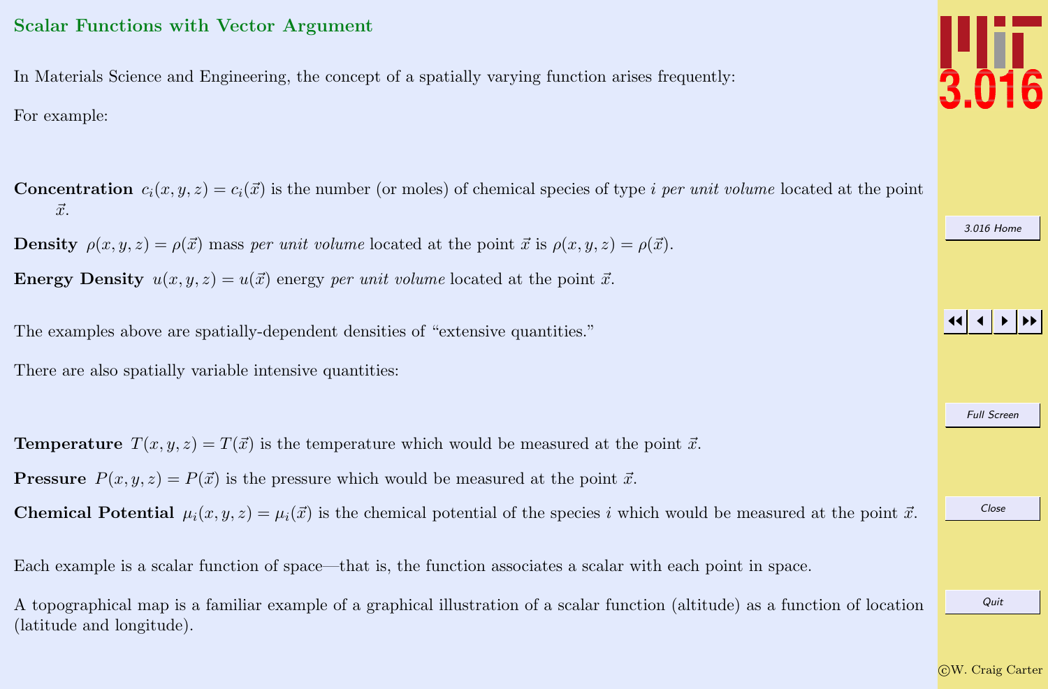## Scalar Functions with Vector Argument

In Materials Science and Engineering, the concept of a spatially varying function arises frequently:

For example:

**Concentration** $c_i(x, y, z) = c_i(\vec{x})$ is the number (or moles) of chemical species of type $i$ *per unit volume* located at the point $\vec{x}$.

**Density** $\rho(x, y, z) = \rho(\vec{x})$ mass *per unit volume* located at the point $\vec{x}$ is $\rho(x, y, z) = \rho(\vec{x})$.

**Energy Density** $u(x, y, z) = u(\vec{x})$ energy *per unit volume* located at the point $\vec{x}$.

The examples above are spatially-dependent densities of "extensive quantities."

There are also spatially variable intensive quantities:

**Temperature** $T(x, y, z) = T(\vec{x})$ is the temperature which would be measured at the point $\vec{x}$.

**Pressure** $P(x, y, z) = P(\vec{x})$ is the pressure which would be measured at the point $\vec{x}$.

**Chemical Potential** $\mu_i(x, y, z) = \mu_i(\vec{x})$ is the chemical potential of the species $i$ which would be measured at the point $\vec{x}$.

Each example is a scalar function of space—that is, the function associates a scalar with each point in space.

A topographical map is a familiar example of a graphical illustration of a scalar function (altitude) as a function of location (latitude and longitude).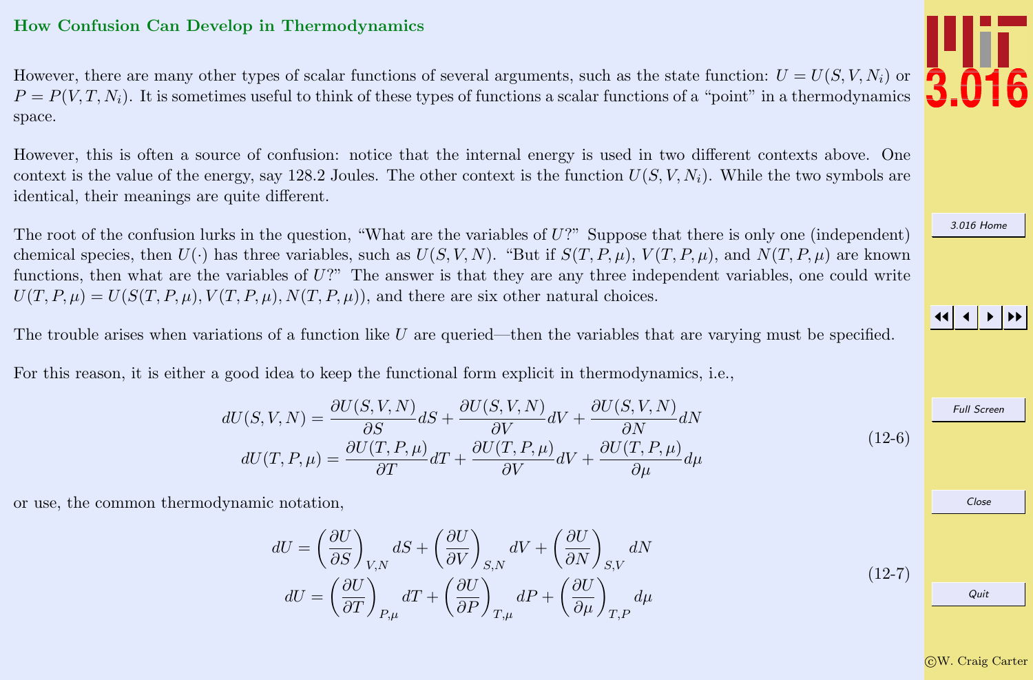## How Confusion Can Develop in Thermodynamics

However, there are many other types of scalar functions of several arguments, such as the state function: $U = U(S, V, N_i)$ or $P = P(V, T, N_i)$. It is sometimes useful to think of these types of functions a scalar functions of a "point" in a thermodynamics space.

However, this is often a source of confusion: notice that the internal energy is used in two different contexts above. One context is the value of the energy, say 128.2 Joules. The other context is the function $U(S, V, N_i)$. While the two symbols are identical, their meanings are quite different.

The root of the confusion lurks in the question, "What are the variables of $U$?" Suppose that there is only one (independent) chemical species, then $U(\cdot)$ has three variables, such as $U(S, V, N)$. "But if $S(T, P, \mu)$, $V(T, P, \mu)$, and $N(T, P, \mu)$ are known functions, then what are the variables of $U$?" The answer is that they are any three independent variables, one could write $U(T, P, \mu) = U(S(T, P, \mu), V(T, P, \mu), N(T, P, \mu))$, and there are six other natural choices.

The trouble arises when variations of a function like $U$ are queried—then the variables that are varying must be specified.

For this reason, it is either a good idea to keep the functional form explicit in thermodynamics, i.e.,

$$
\begin{aligned}
dU(S, V, N) &= \frac{\partial U(S, V, N)}{\partial S} dS + \frac{\partial U(S, V, N)}{\partial V} dV + \frac{\partial U(S, V, N)}{\partial N} dN \\
dU(T, P, \mu) &= \frac{\partial U(T, P, \mu)}{\partial T} dT + \frac{\partial U(T, P, \mu)}{\partial V} dV + \frac{\partial U(T, P, \mu)}{\partial \mu} d\mu
\end{aligned}
\tag{12-6}
$$

or use, the common thermodynamic notation,

$$
\begin{aligned}
dU &= \left(\frac{\partial U}{\partial S}\right)_{V,N} dS + \left(\frac{\partial U}{\partial V}\right)_{S,N} dV + \left(\frac{\partial U}{\partial N}\right)_{S,V} dN \\
dU &= \left(\frac{\partial U}{\partial T}\right)_{P,\mu} dT + \left(\frac{\partial U}{\partial P}\right)_{T,\mu} dP + \left(\frac{\partial U}{\partial \mu}\right)_{T,P} d\mu
\end{aligned}
\tag{12-7}
$$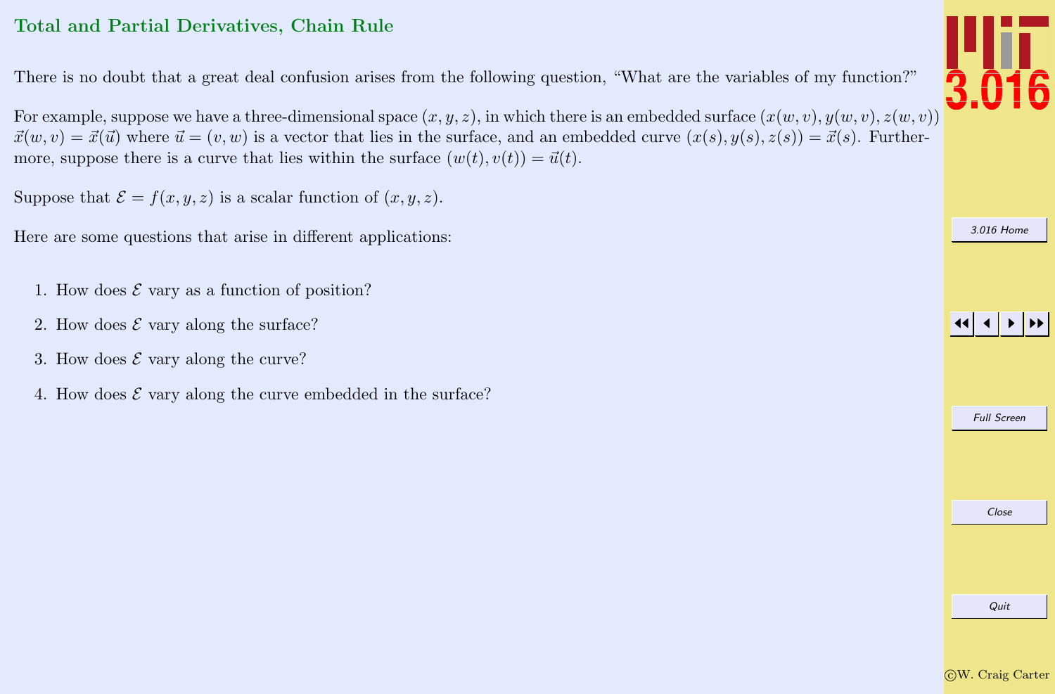## Total and Partial Derivatives, Chain Rule

There is no doubt that a great deal confusion arises from the following question, "What are the variables of my function?"

For example, suppose we have a three-dimensional space $(x, y, z)$, in which there is an embedded surface $(x(w, v), y(w, v), z(w, v))$ $\vec{x}(w, v) = \vec{x}(\vec{u})$ where $\vec{u} = (v, w)$ is a vector that lies in the surface, and an embedded curve $(x(s), y(s), z(s)) = \vec{x}(s)$. Furthermore, suppose there is a curve that lies within the surface $(w(t), v(t)) = \vec{u}(t)$.

Suppose that $\mathcal{E} = f(x, y, z)$ is a scalar function of $(x, y, z)$.

Here are some questions that arise in different applications:

1. How does $\mathcal{E}$ vary as a function of position?
2. How does $\mathcal{E}$ vary along the surface?
3. How does $\mathcal{E}$ vary along the curve?
4. How does $\mathcal{E}$ vary along the curve embedded in the surface?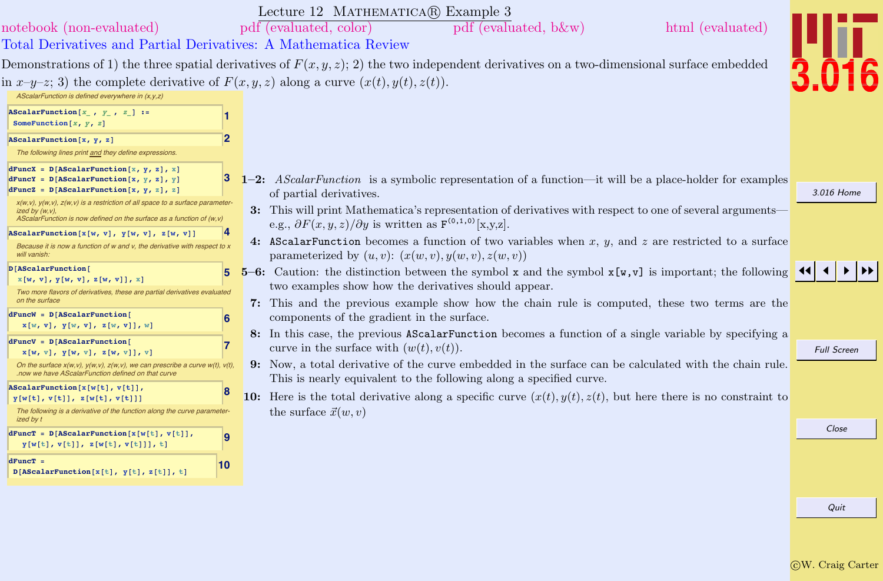# Lecture 12 MATHEMATICA® Example 3

notebook (non-evaluated) pdf (evaluated, color) pdf (evaluated, b&w) html (evaluated)

## Total Derivatives and Partial Derivatives: A Mathematica Review

Demonstrations of 1) the three spatial derivatives of $F(x, y, z)$; 2) the two independent derivatives on a two-dimensional surface embedded in $x$–$y$–$z$; 3) the complete derivative of $F(x, y, z)$ along a curve $(x(t), y(t), z(t))$.

*AScalarFunction is defined everywhere in (x,y,z)*

```
AScalarFunction[x_ , y_ , z_] :=
 SomeFunction[x, y, z]
```
1

```
AScalarFunction[x, y, z]
```
2

*The following lines print and they define expressions.*

```
dFuncX = D[AScalarFunction[x, y, z], x]
dFuncY = D[AScalarFunction[x, y, z], y]
dFuncZ = D[AScalarFunction[x, y, z], z]
```
3

*x(w,v), y(w,v), z(w,v) is a restriction of all space to a surface parameterized by (w,v), AScalarFunction is now defined on the surface as a function of (w,v)*

```
AScalarFunction[x[w, v], y[w, v], z[w, v]]
```
4

*Because it is now a function of w and v, the derivative with respect to x will vanish:*

```
D[AScalarFunction[
  x[w, v], y[w, v], z[w, v]], x]
```
5

*Two more flavors of derivatives, these are partial derivatives evaluated on the surface*

```
dFuncW = D[AScalarFunction[
   x[w, v], y[w, v], z[w, v]], w]
```
6

```
dFuncV = D[AScalarFunction[
   x[w, v], y[w, v], z[w, v]], v]
```
7

*On the surface x(w,v), y(w,v), z(w,v), we can prescribe a curve w(t), v(t), .now we have AScalarFunction defined on that curve*

```
AScalarFunction[x[w[t], v[t]],
 y[w[t], v[t]], z[w[t], v[t]]]
```
8

*The following is a derivative of the function along the curve parameterized by t*

```
dFuncT = D[AScalarFunction[x[w[t], v[t]],
   y[w[t], v[t]], z[w[t], v[t]]], t]
```
9

```
dFuncT =
 D[AScalarFunction[x[t], y[t], z[t]], t]
```
10

**1–2:** *AScalarFunction* is a symbolic representation of a function—it will be a place-holder for examples of partial derivatives.

**3:** This will print Mathematica's representation of derivatives with respect to one of several arguments—e.g., $\partial F(x, y, z)/\partial y$ is written as $F^{(0,1,0)}$[x,y,z].

**4:** `AScalarFunction` becomes a function of two variables when $x$, $y$, and $z$ are restricted to a surface parameterized by $(u, v)$: $(x(w, v), y(w, v), z(w, v))$

**5–6:** Caution: the distinction between the symbol `x` and the symbol `x[w,v]` is important; the following two examples show how the derivatives should appear.

**7:** This and the previous example show how the chain rule is computed, these two terms are the components of the gradient in the surface.

**8:** In this case, the previous `AScalarFunction` becomes a function of a single variable by specifying a curve in the surface with $(w(t), v(t))$.

**9:** Now, a total derivative of the curve embedded in the surface can be calculated with the chain rule. This is nearly equivalent to the following along a specified curve.

**10:** Here is the total derivative along a specific curve $(x(t), y(t), z(t)$, but here there is no constraint to the surface $\vec{x}(w, v)$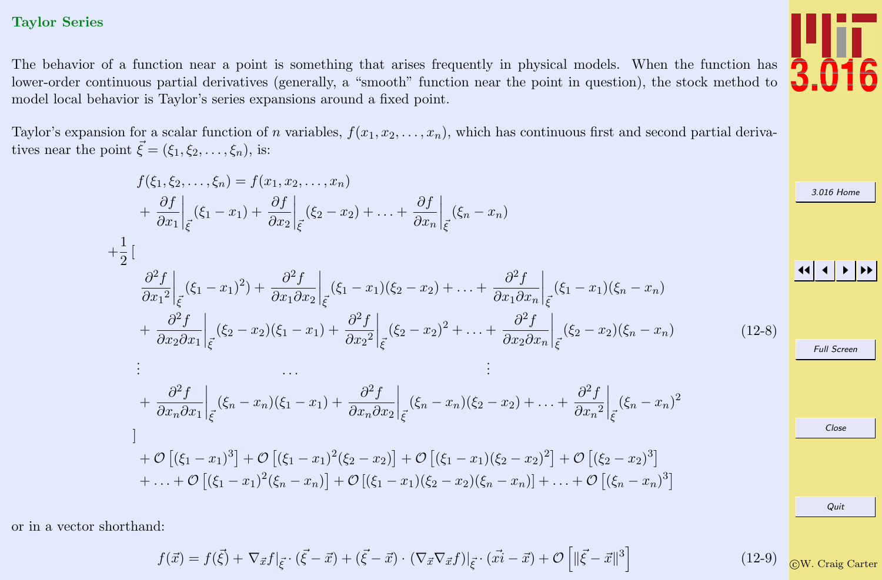## Taylor Series

The behavior of a function near a point is something that arises frequently in physical models. When the function has lower-order continuous partial derivatives (generally, a "smooth" function near the point in question), the stock method to model local behavior is Taylor's series expansions around a fixed point.

Taylor's expansion for a scalar function of $n$ variables, $f(x_1, x_2, \ldots, x_n)$, which has continuous first and second partial derivatives near the point $\vec{\xi} = (\xi_1, \xi_2, \ldots, \xi_n)$, is:

$$
\begin{aligned}
&f(\xi_1, \xi_2, \ldots, \xi_n) = f(x_1, x_2, \ldots, x_n) \\
&\quad + \left.\frac{\partial f}{\partial x_1}\right|_{\vec{\xi}} (\xi_1 - x_1) + \left.\frac{\partial f}{\partial x_2}\right|_{\vec{\xi}} (\xi_2 - x_2) + \ldots + \left.\frac{\partial f}{\partial x_n}\right|_{\vec{\xi}} (\xi_n - x_n) \\
&+\frac{1}{2}\,[ \\
&\quad \left.\frac{\partial^2 f}{\partial {x_1}^2}\right|_{\vec{\xi}} (\xi_1 - x_1)^2) + \left.\frac{\partial^2 f}{\partial x_1 \partial x_2}\right|_{\vec{\xi}} (\xi_1 - x_1)(\xi_2 - x_2) + \ldots + \left.\frac{\partial^2 f}{\partial x_1 \partial x_n}\right|_{\vec{\xi}} (\xi_1 - x_1)(\xi_n - x_n) \\
&\quad + \left.\frac{\partial^2 f}{\partial x_2 \partial x_1}\right|_{\vec{\xi}} (\xi_2 - x_2)(\xi_1 - x_1) + \left.\frac{\partial^2 f}{\partial {x_2}^2}\right|_{\vec{\xi}} (\xi_2 - x_2)^2 + \ldots + \left.\frac{\partial^2 f}{\partial x_2 \partial x_n}\right|_{\vec{\xi}} (\xi_2 - x_2)(\xi_n - x_n) \\
&\quad \vdots \qquad\qquad\qquad\qquad \ldots \qquad\qquad\qquad\qquad \vdots \\
&\quad + \left.\frac{\partial^2 f}{\partial x_n \partial x_1}\right|_{\vec{\xi}} (\xi_n - x_n)(\xi_1 - x_1) + \left.\frac{\partial^2 f}{\partial x_n \partial x_2}\right|_{\vec{\xi}} (\xi_n - x_n)(\xi_2 - x_2) + \ldots + \left.\frac{\partial^2 f}{\partial {x_n}^2}\right|_{\vec{\xi}} (\xi_n - x_n)^2 \\
&\quad ] \\
&\quad + \mathcal{O}\left[(\xi_1 - x_1)^3\right] + \mathcal{O}\left[(\xi_1 - x_1)^2(\xi_2 - x_2)\right] + \mathcal{O}\left[(\xi_1 - x_1)(\xi_2 - x_2)^2\right] + \mathcal{O}\left[(\xi_2 - x_2)^3\right] \\
&\quad + \ldots + \mathcal{O}\left[(\xi_1 - x_1)^2(\xi_n - x_n)\right] + \mathcal{O}\left[(\xi_1 - x_1)(\xi_2 - x_2)(\xi_n - x_n)\right] + \ldots + \mathcal{O}\left[(\xi_n - x_n)^3\right]
\end{aligned}
\tag{12-8}
$$

or in a vector shorthand:

$$
f(\vec{x}) = f(\vec{\xi}) + \nabla_{\vec{x}} f|_{\vec{\xi}} \cdot (\vec{\xi} - \vec{x}) + (\vec{\xi} - \vec{x}) \cdot (\nabla_{\vec{x}} \nabla_{\vec{x}} f)|_{\vec{\xi}} \cdot (\vec{xi} - \vec{x}) + \mathcal{O}\left[\|\vec{\xi} - \vec{x}\|^3\right]
\tag{12-9}
$$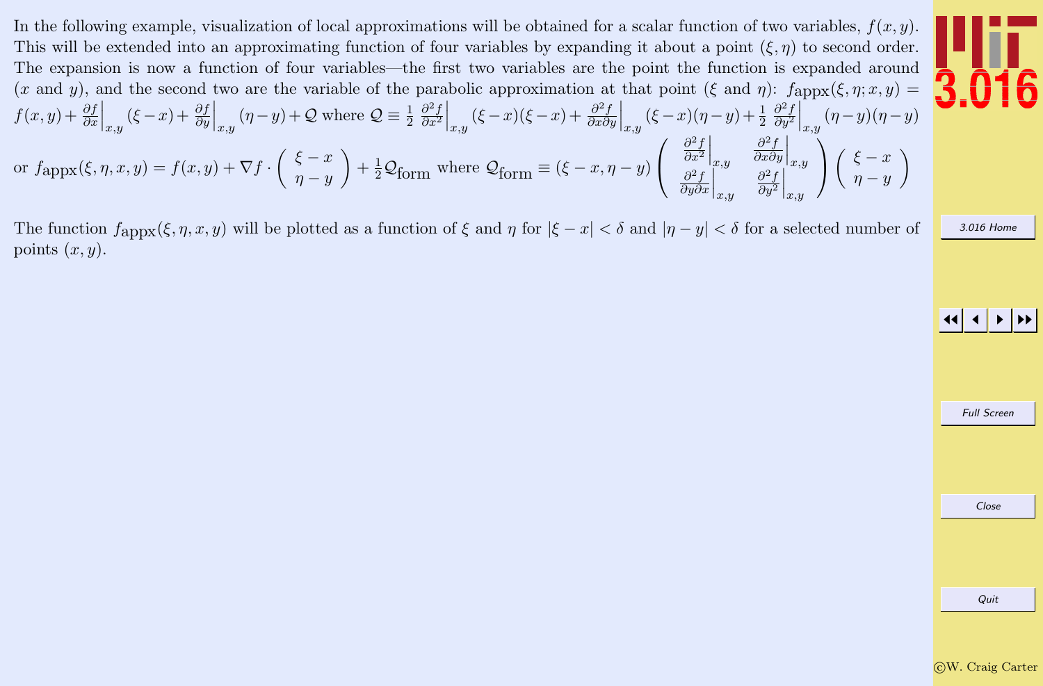In the following example, visualization of local approximations will be obtained for a scalar function of two variables, $f(x, y)$. This will be extended into an approximating function of four variables by expanding it about a point $(\xi, \eta)$ to second order. The expansion is now a function of four variables—the first two variables are the point the function is expanded around ($x$ and $y$), and the second two are the variable of the parabolic approximation at that point ($\xi$ and $\eta$): $f_{\text{appx}}(\xi, \eta; x, y) = f(x, y) + \left.\frac{\partial f}{\partial x}\right|_{x,y}(\xi - x) + \left.\frac{\partial f}{\partial y}\right|_{x,y}(\eta - y) + \mathcal{Q}$ where $\mathcal{Q} \equiv \frac{1}{2}\left.\frac{\partial^2 f}{\partial x^2}\right|_{x,y}(\xi - x)(\xi - x) + \left.\frac{\partial^2 f}{\partial x \partial y}\right|_{x,y}(\xi - x)(\eta - y) + \frac{1}{2}\left.\frac{\partial^2 f}{\partial y^2}\right|_{x,y}(\eta - y)(\eta - y)$

or $f_{\text{appx}}(\xi, \eta, x, y) = f(x, y) + \nabla f \cdot \begin{pmatrix} \xi - x \\ \eta - y \end{pmatrix} + \frac{1}{2}\mathcal{Q}_{\text{form}}$ where $\mathcal{Q}_{\text{form}} \equiv (\xi - x, \eta - y)\begin{pmatrix} \left.\frac{\partial^2 f}{\partial x^2}\right|_{x,y} & \left.\frac{\partial^2 f}{\partial x \partial y}\right|_{x,y} \\ \left.\frac{\partial^2 f}{\partial y \partial x}\right|_{x,y} & \left.\frac{\partial^2 f}{\partial y^2}\right|_{x,y} \end{pmatrix}\begin{pmatrix} \xi - x \\ \eta - y \end{pmatrix}$

The function $f_{\text{appx}}(\xi, \eta, x, y)$ will be plotted as a function of $\xi$ and $\eta$ for $|\xi - x| < \delta$ and $|\eta - y| < \delta$ for a selected number of points $(x, y)$.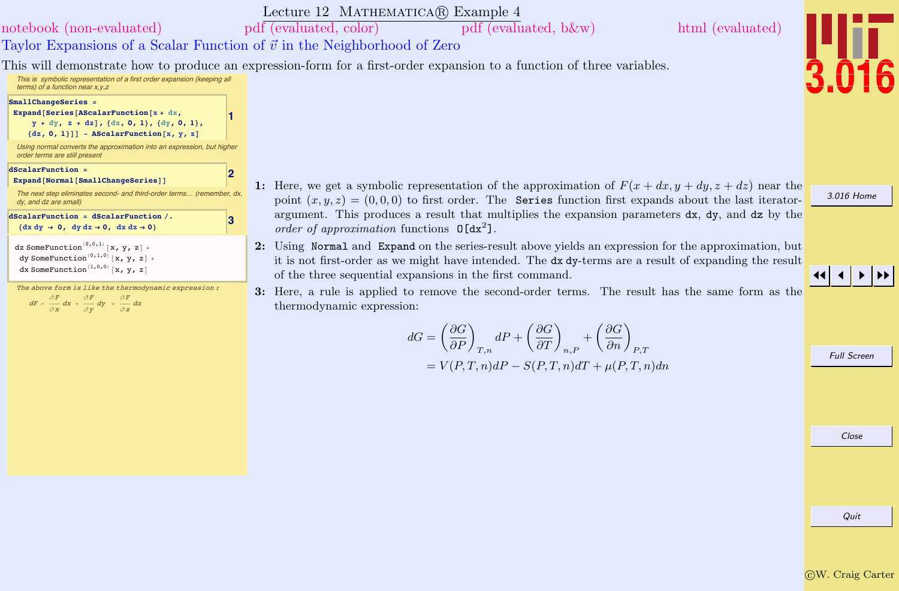# Lecture 12 Mathematica® Example 4

notebook (non-evaluated) pdf (evaluated, color) pdf (evaluated, b&w) html (evaluated)

## Taylor Expansions of a Scalar Function of $\vec{v}$ in the Neighborhood of Zero

This will demonstrate how to produce an expression-form for a first-order expansion to a function of three variables.

*This is symbolic representation of a first order expansion (keeping all terms) of a function near x,y,z*

```
SmallChangeSeries =
 Expand[Series[AScalarFunction[x + dx,
     y + dy, z + dz], {dx, 0, 1}, {dy, 0, 1},
    {dz, 0, 1}]] - AScalarFunction[x, y, z]
```
1

*Using normal converts the approximation into an expression, but higher order terms are still present*

```
dScalarFunction =
 Expand[Normal[SmallChangeSeries]]
```
2

*The next step eliminates second- and third-order terms... (remember, dx, dy, and dz are small)*

```
dScalarFunction = dScalarFunction /.
  {dx dy → 0, dy dz → 0, dx dz → 0}
```
3

```
dz SomeFunction^(0,0,1)[x, y, z] +
 dy SomeFunction^(0,1,0)[x, y, z] +
 dx SomeFunction^(1,0,0)[x, y, z]
```

*The above form is like the thermodynamic expression :*

$$dF = \frac{\partial F}{\partial x} dx + \frac{\partial F}{\partial y} dy + \frac{\partial F}{\partial z} dz$$

**1:** Here, we get a symbolic representation of the approximation of $F(x + dx, y + dy, z + dz)$ near the point $(x, y, z) = (0, 0, 0)$ to first order. The `Series` function first expands about the last iterator-argument. This produces a result that multiplies the expansion parameters `dx`, `dy`, and `dz` by the *order of approximation* functions `O[dx^2]`.

**2:** Using `Normal` and `Expand` on the series-result above yields an expression for the approximation, but it is not first-order as we might have intended. The `dx dy`-terms are a result of expanding the result of the three sequential expansions in the first command.

**3:** Here, a rule is applied to remove the second-order terms. The result has the same form as the thermodynamic expression:

$$\begin{aligned} dG &= \left(\frac{\partial G}{\partial P}\right)_{T,n} dP + \left(\frac{\partial G}{\partial T}\right)_{n,P} + \left(\frac{\partial G}{\partial n}\right)_{P,T} \\ &= V(P,T,n)dP - S(P,T,n)dT + \mu(P,T,n)dn \end{aligned}$$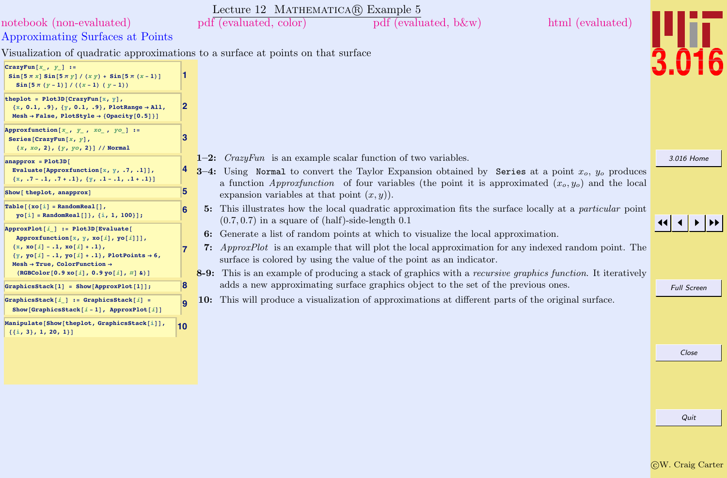# Lecture 12 MATHEMATICA® Example 5

notebook (non-evaluated) pdf (evaluated, color) pdf (evaluated, b&w) html (evaluated)

## Approximating Surfaces at Points

Visualization of quadratic approximations to a surface at points on that surface

```
CrazyFun[x_, y_] :=
 Sin[5 π x] Sin[5 π y] / (x y) + Sin[5 π (x - 1)]
   Sin[5 π (y - 1)] / ((x - 1) (y - 1))
```
1

```
theplot = Plot3D[CrazyFun[x, y],
  {x, 0.1, .9}, {y, 0.1, .9}, PlotRange → All,
  Mesh → False, PlotStyle → {Opacity[0.5]}]
```
2

```
Approxfunction[x_, y_ , xo_ , yo_] :=
 Series[CrazyFun[x, y],
   {x, xo, 2}, {y, yo, 2}] // Normal
```
3

```
anapprox = Plot3D[
  Evaluate[Approxfunction[x, y, .7, .1]],
  {x, .7 - .1, .7 + .1}, {y, .1 - .1, .1 + .1}]
```
4

```
Show[ theplot, anapprox]
```
5

```
Table[{xo[i] = RandomReal[],
   yo[i] = RandomReal[]}, {i, 1, 100}];
```
6

```
ApproxPlot[i_] := Plot3D[Evaluate[
   Approxfunction[x, y, xo[i], yo[i]]],
  {x, xo[i] - .1, xo[i] + .1},
  {y, yo[i] - .1, yo[i] + .1}, PlotPoints → 6,
  Mesh → True, ColorFunction →
   (RGBColor[0.9 xo[i], 0.9 yo[i], #] &)]
```
7

```
GraphicsStack[1] = Show[ApproxPlot[1]];
```
8

```
GraphicsStack[i_] := GraphicsStack[i] =
  Show[GraphicsStack[i - 1], ApproxPlot[i]]
```
9

```
Manipulate[Show[theplot, GraphicsStack[i]],
 {{i, 3}, 1, 20, 1}]
```
10

**1–2:** *CrazyFun* is an example scalar function of two variables.

**3–4:** Using `Normal` to convert the Taylor Expansion obtained by `Series` at a point $x_o$, $y_o$ produces a function *Approxfunction* of four variables (the point it is approximated $(x_o, y_o)$ and the local expansion variables at that point $(x, y)$).

**5:** This illustrates how the local quadratic approximation fits the surface locally at a *particular* point $(0.7, 0.7)$ in a square of (half)-side-length 0.1

**6:** Generate a list of random points at which to visualize the local approximation.

**7:** *ApproxPlot* is an example that will plot the local approximation for any indexed random point. The surface is colored by using the value of the point as an indicator.

**8-9:** This is an example of producing a stack of graphics with a *recursive graphics function*. It iteratively adds a new approximating surface graphics object to the set of the previous ones.

**10:** This will produce a visualization of approximations at different parts of the original surface.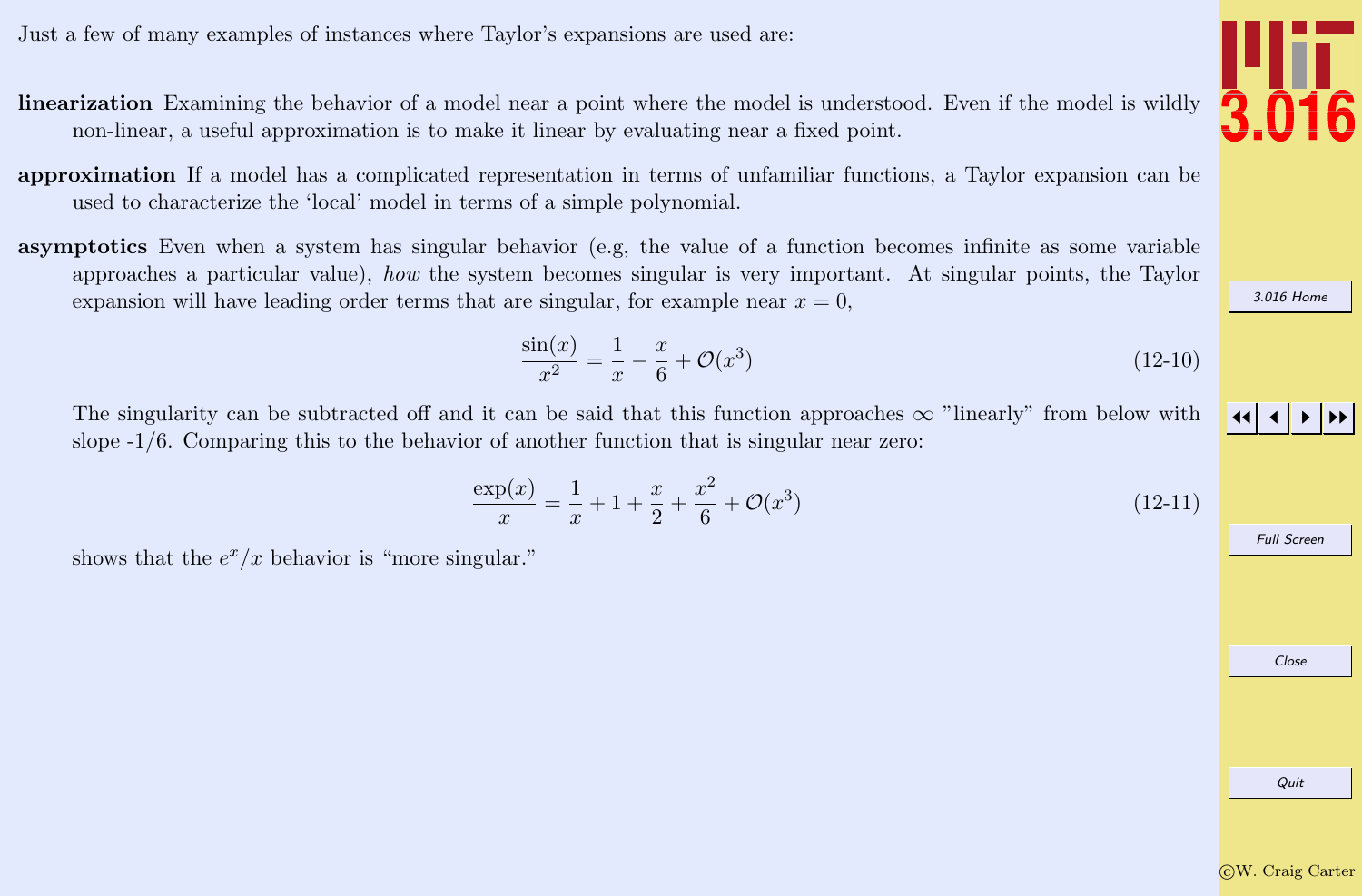Just a few of many examples of instances where Taylor's expansions are used are:

**linearization** Examining the behavior of a model near a point where the model is understood. Even if the model is wildly non-linear, a useful approximation is to make it linear by evaluating near a fixed point.

**approximation** If a model has a complicated representation in terms of unfamiliar functions, a Taylor expansion can be used to characterize the 'local' model in terms of a simple polynomial.

**asymptotics** Even when a system has singular behavior (e.g, the value of a function becomes infinite as some variable approaches a particular value), *how* the system becomes singular is very important. At singular points, the Taylor expansion will have leading order terms that are singular, for example near $x = 0$,

$$\frac{\sin(x)}{x^2} = \frac{1}{x} - \frac{x}{6} + \mathcal{O}(x^3) \tag{12-10}$$

The singularity can be subtracted off and it can be said that this function approaches $\infty$ "linearly" from below with slope -1/6. Comparing this to the behavior of another function that is singular near zero:

$$\frac{\exp(x)}{x} = \frac{1}{x} + 1 + \frac{x}{2} + \frac{x^2}{6} + \mathcal{O}(x^3) \tag{12-11}$$

shows that the $e^x/x$ behavior is "more singular."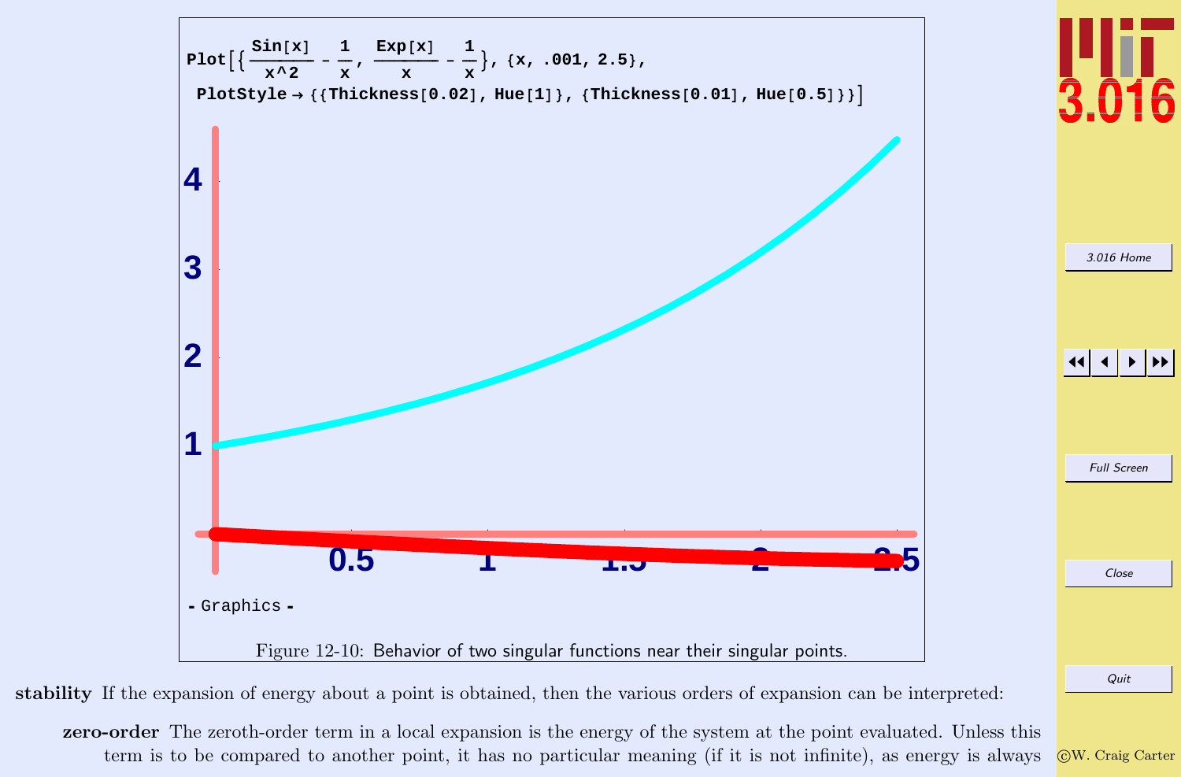```
Plot[{Sin[x]/x^2 - 1/x, Exp[x]/x - 1/x}, {x, .001, 2.5},
 PlotStyle → {{Thickness[0.02], Hue[1]}, {Thickness[0.01], Hue[0.5]}}]
```

```
- Graphics -
```

Figure 12-10: Behavior of two singular functions near their singular points.

**stability** If the expansion of energy about a point is obtained, then the various orders of expansion can be interpreted:

**zero-order** The zeroth-order term in a local expansion is the energy of the system at the point evaluated. Unless this term is to be compared to another point, it has no particular meaning (if it is not infinite), as energy is always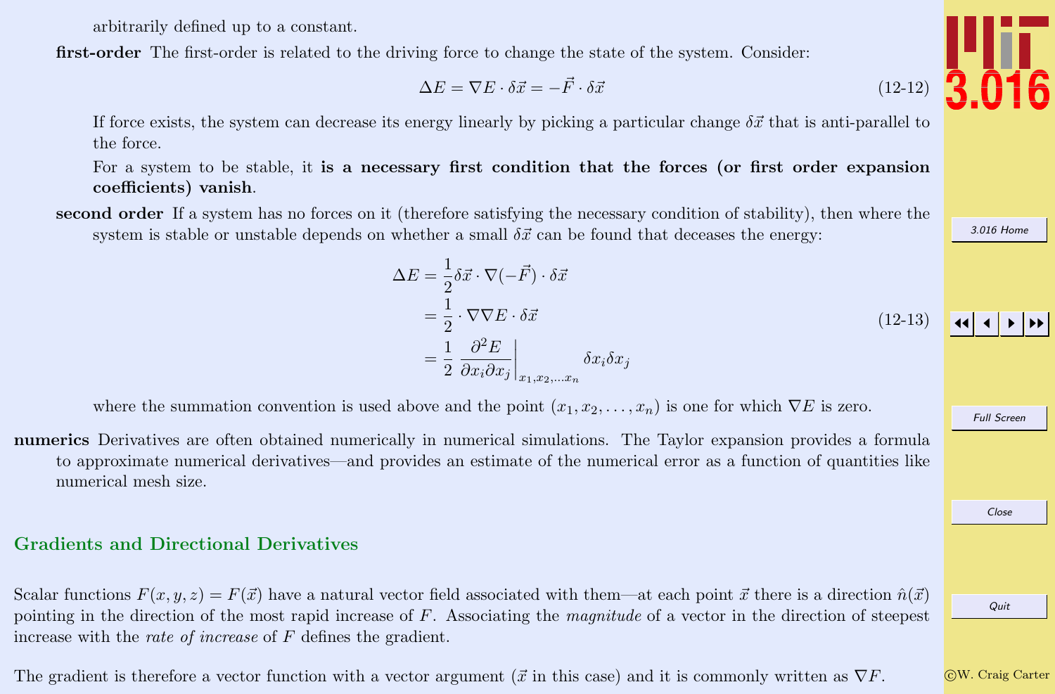arbitrarily defined up to a constant.

**first-order** The first-order is related to the driving force to change the state of the system. Consider:

$$\Delta E = \nabla E \cdot \delta\vec{x} = -\vec{F} \cdot \delta\vec{x} \tag{12-12}$$

If force exists, the system can decrease its energy linearly by picking a particular change $\delta\vec{x}$ that is anti-parallel to the force.

For a system to be stable, it **is a necessary first condition that the forces (or first order expansion coefficients) vanish**.

**second order** If a system has no forces on it (therefore satisfying the necessary condition of stability), then where the system is stable or unstable depends on whether a small $\delta\vec{x}$ can be found that deceases the energy:

$$\begin{aligned}
\Delta E &= \frac{1}{2}\delta\vec{x} \cdot \nabla(-\vec{F}) \cdot \delta\vec{x} \\
&= \frac{1}{2} \cdot \nabla\nabla E \cdot \delta\vec{x} \\
&= \frac{1}{2} \left. \frac{\partial^2 E}{\partial x_i \partial x_j} \right|_{x_1, x_2, \ldots x_n} \delta x_i \delta x_j
\end{aligned} \tag{12-13}$$

where the summation convention is used above and the point $(x_1, x_2, \ldots, x_n)$ is one for which $\nabla E$ is zero.

**numerics** Derivatives are often obtained numerically in numerical simulations. The Taylor expansion provides a formula to approximate numerical derivatives—and provides an estimate of the numerical error as a function of quantities like numerical mesh size.

## Gradients and Directional Derivatives

Scalar functions $F(x, y, z) = F(\vec{x})$ have a natural vector field associated with them—at each point $\vec{x}$ there is a direction $\hat{n}(\vec{x})$ pointing in the direction of the most rapid increase of $F$. Associating the *magnitude* of a vector in the direction of steepest increase with the *rate of increase* of $F$ defines the gradient.

The gradient is therefore a vector function with a vector argument ($\vec{x}$ in this case) and it is commonly written as $\nabla F$.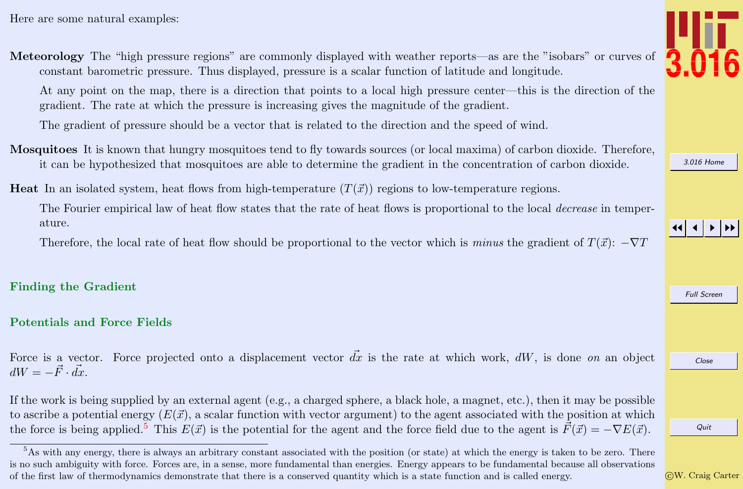Here are some natural examples:

**Meteorology** The "high pressure regions" are commonly displayed with weather reports—as are the "isobars" or curves of constant barometric pressure. Thus displayed, pressure is a scalar function of latitude and longitude.

At any point on the map, there is a direction that points to a local high pressure center—this is the direction of the gradient. The rate at which the pressure is increasing gives the magnitude of the gradient.

The gradient of pressure should be a vector that is related to the direction and the speed of wind.

**Mosquitoes** It is known that hungry mosquitoes tend to fly towards sources (or local maxima) of carbon dioxide. Therefore, it can be hypothesized that mosquitoes are able to determine the gradient in the concentration of carbon dioxide.

**Heat** In an isolated system, heat flows from high-temperature ($T(\vec{x})$) regions to low-temperature regions.

The Fourier empirical law of heat flow states that the rate of heat flows is proportional to the local *decrease* in temperature.

Therefore, the local rate of heat flow should be proportional to the vector which is *minus* the gradient of $T(\vec{x})$: $-\nabla T$

## Finding the Gradient

## Potentials and Force Fields

Force is a vector. Force projected onto a displacement vector $\vec{dx}$ is the rate at which work, $dW$, is done *on* an object $dW = -\vec{F} \cdot \vec{dx}$.

If the work is being supplied by an external agent (e.g., a charged sphere, a black hole, a magnet, etc.), then it may be possible to ascribe a potential energy ($E(\vec{x})$, a scalar function with vector argument) to the agent associated with the position at which the force is being applied.[5] This $E(\vec{x})$ is the potential for the agent and the force field due to the agent is $\vec{F}(\vec{x}) = -\nabla E(\vec{x})$.

[5] As with any energy, there is always an arbitrary constant associated with the position (or state) at which the energy is taken to be zero. There is no such ambiguity with force. Forces are, in a sense, more fundamental than energies. Energy appears to be fundamental because all observations of the first law of thermodynamics demonstrate that there is a conserved quantity which is a state function and is called energy.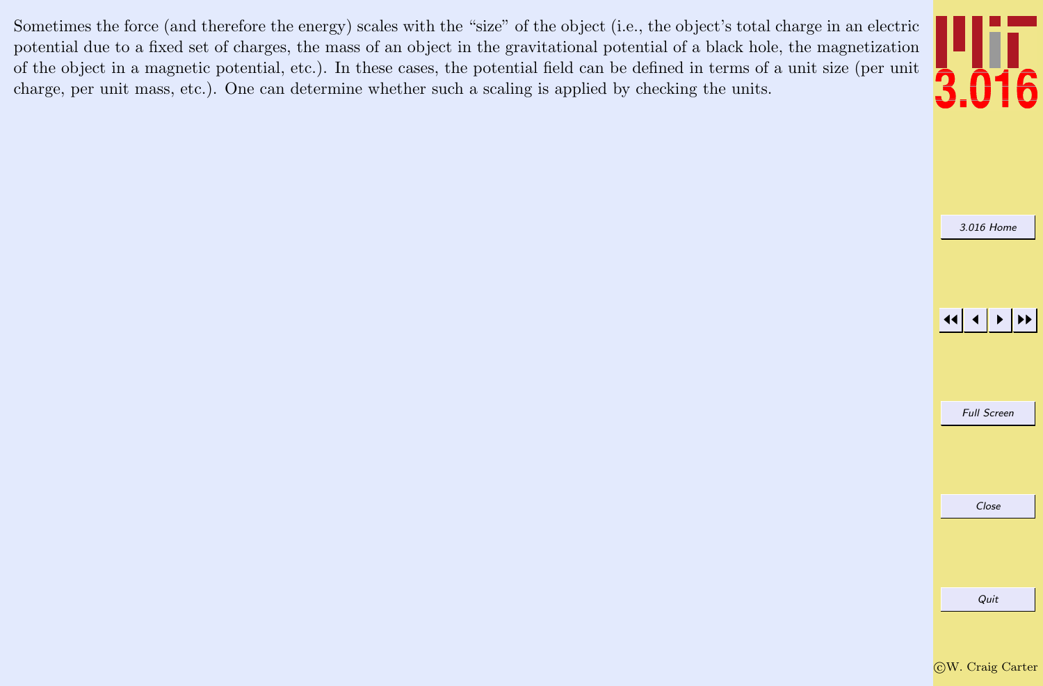Sometimes the force (and therefore the energy) scales with the "size" of the object (i.e., the object's total charge in an electric potential due to a fixed set of charges, the mass of an object in the gravitational potential of a black hole, the magnetization of the object in a magnetic potential, etc.). In these cases, the potential field can be defined in terms of a unit size (per unit charge, per unit mass, etc.). One can determine whether such a scaling is applied by checking the units.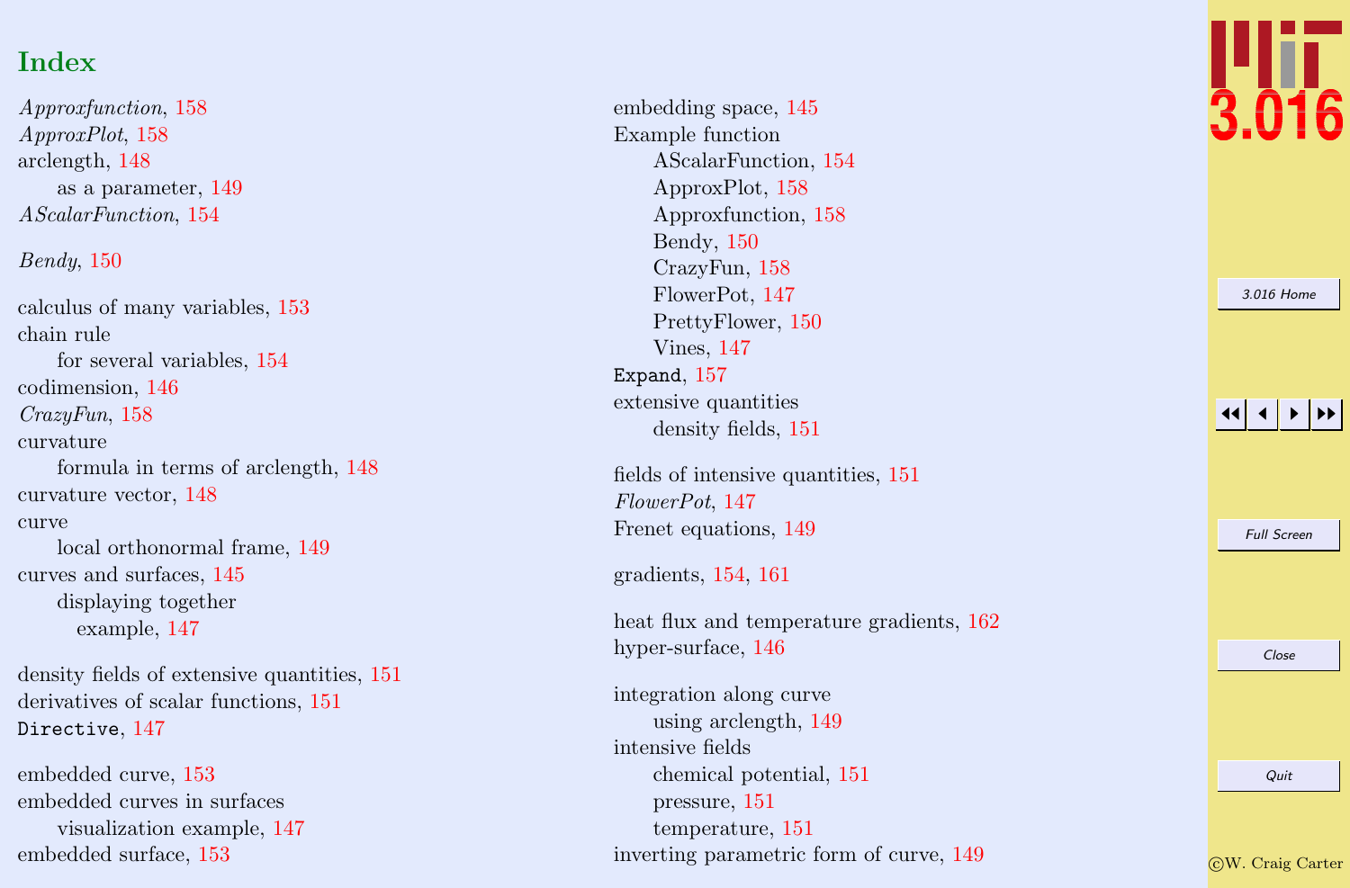## Index

*Approxfunction*, 158
*ApproxPlot*, 158
arclength, 148
  as a parameter, 149
*AScalarFunction*, 154

*Bendy*, 150

calculus of many variables, 153
chain rule
  for several variables, 154
codimension, 146
*CrazyFun*, 158
curvature
  formula in terms of arclength, 148
curvature vector, 148
curve
  local orthonormal frame, 149
curves and surfaces, 145
  displaying together
    example, 147

density fields of extensive quantities, 151
derivatives of scalar functions, 151
`Directive`, 147

embedded curve, 153
embedded curves in surfaces
  visualization example, 147
embedded surface, 153
embedding space, 145
Example function
  AScalarFunction, 154
  ApproxPlot, 158
  Approxfunction, 158
  Bendy, 150
  CrazyFun, 158
  FlowerPot, 147
  PrettyFlower, 150
  Vines, 147
`Expand`, 157
extensive quantities
  density fields, 151

fields of intensive quantities, 151
*FlowerPot*, 147
Frenet equations, 149

gradients, 154, 161

heat flux and temperature gradients, 162
hyper-surface, 146

integration along curve
  using arclength, 149
intensive fields
  chemical potential, 151
  pressure, 151
  temperature, 151
inverting parametric form of curve, 149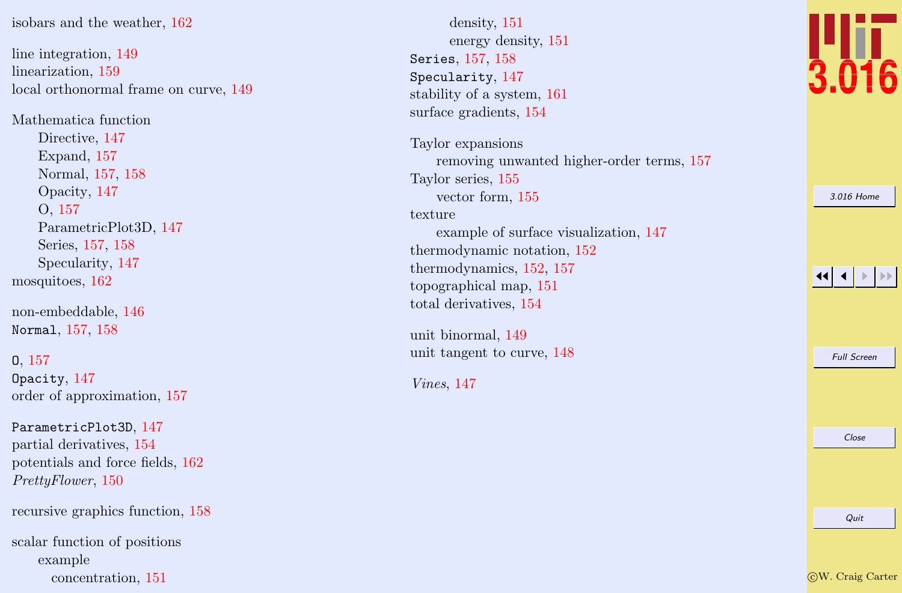isobars and the weather, 162

line integration, 149
linearization, 159
local orthonormal frame on curve, 149

Mathematica function
- Directive, 147
- Expand, 157
- Normal, 157, 158
- Opacity, 147
- O, 157
- ParametricPlot3D, 147
- Series, 157, 158
- Specularity, 147

mosquitoes, 162

non-embeddable, 146
`Normal`, 157, 158

`O`, 157
`Opacity`, 147
order of approximation, 157

`ParametricPlot3D`, 147
partial derivatives, 154
potentials and force fields, 162
*PrettyFlower*, 150

recursive graphics function, 158

scalar function of positions
- example
  - concentration, 151
  - density, 151
  - energy density, 151

`Series`, 157, 158
`Specularity`, 147
stability of a system, 161
surface gradients, 154

Taylor expansions
- removing unwanted higher-order terms, 157

Taylor series, 155
- vector form, 155

texture
- example of surface visualization, 147

thermodynamic notation, 152
thermodynamics, 152, 157
topographical map, 151
total derivatives, 154

unit binormal, 149
unit tangent to curve, 148

*Vines*, 147